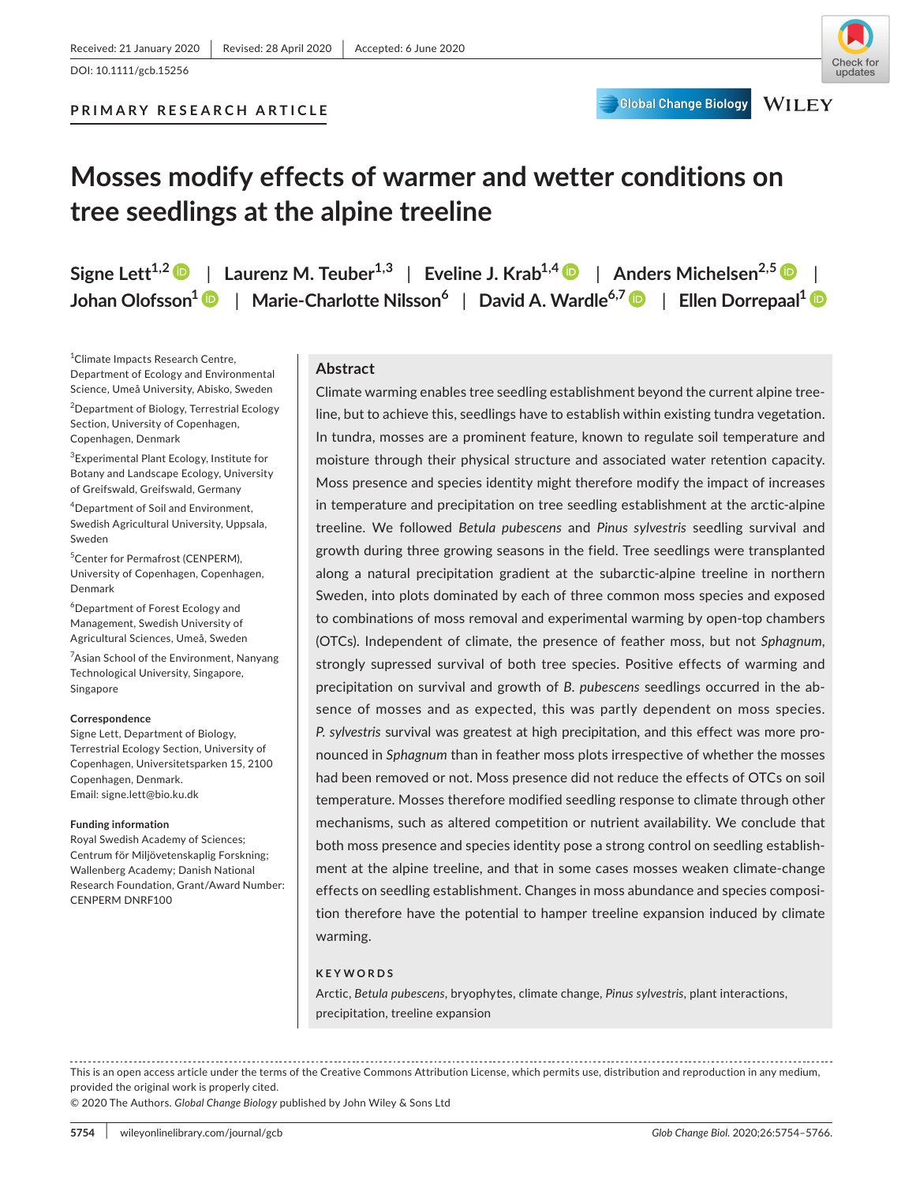Received: 21 January 2020 | Revised: 28 April 2020 | Accepted: 6 June 2020

DOI: 10.1111/gcb.15256

PRIMARY RESEARCH ARTICLE

# Mosses modify effects of warmer and wetter conditions on tree seedlings at the alpine treeline

Signe Lett[1,2] | Laurenz M. Teuber[1,3] | Eveline J. Krab[1,4] | Anders Michelsen[2,5] | Johan Olofsson[1] | Marie-Charlotte Nilsson[6] | David A. Wardle[6,7] | Ellen Dorrepaal[1]

[1]Climate Impacts Research Centre, Department of Ecology and Environmental Science, Umeå University, Abisko, Sweden

[2]Department of Biology, Terrestrial Ecology Section, University of Copenhagen, Copenhagen, Denmark

[3]Experimental Plant Ecology, Institute for Botany and Landscape Ecology, University of Greifswald, Greifswald, Germany

[4]Department of Soil and Environment, Swedish Agricultural University, Uppsala, Sweden

[5]Center for Permafrost (CENPERM), University of Copenhagen, Copenhagen, Denmark

[6]Department of Forest Ecology and Management, Swedish University of Agricultural Sciences, Umeå, Sweden

[7]Asian School of the Environment, Nanyang Technological University, Singapore, Singapore

**Correspondence**

Signe Lett, Department of Biology, Terrestrial Ecology Section, University of Copenhagen, Universitetsparken 15, 2100 Copenhagen, Denmark.
Email: signe.lett@bio.ku.dk

**Funding information**

Royal Swedish Academy of Sciences; Centrum för Miljövetenskaplig Forskning; Wallenberg Academy; Danish National Research Foundation, Grant/Award Number: CENPERM DNRF100

## Abstract

Climate warming enables tree seedling establishment beyond the current alpine treeline, but to achieve this, seedlings have to establish within existing tundra vegetation. In tundra, mosses are a prominent feature, known to regulate soil temperature and moisture through their physical structure and associated water retention capacity. Moss presence and species identity might therefore modify the impact of increases in temperature and precipitation on tree seedling establishment at the arctic-alpine treeline. We followed *Betula pubescens* and *Pinus sylvestris* seedling survival and growth during three growing seasons in the field. Tree seedlings were transplanted along a natural precipitation gradient at the subarctic-alpine treeline in northern Sweden, into plots dominated by each of three common moss species and exposed to combinations of moss removal and experimental warming by open-top chambers (OTCs). Independent of climate, the presence of feather moss, but not *Sphagnum*, strongly supressed survival of both tree species. Positive effects of warming and precipitation on survival and growth of *B. pubescens* seedlings occurred in the absence of mosses and as expected, this was partly dependent on moss species. *P. sylvestris* survival was greatest at high precipitation, and this effect was more pronounced in *Sphagnum* than in feather moss plots irrespective of whether the mosses had been removed or not. Moss presence did not reduce the effects of OTCs on soil temperature. Mosses therefore modified seedling response to climate through other mechanisms, such as altered competition or nutrient availability. We conclude that both moss presence and species identity pose a strong control on seedling establishment at the alpine treeline, and that in some cases mosses weaken climate-change effects on seedling establishment. Changes in moss abundance and species composition therefore have the potential to hamper treeline expansion induced by climate warming.

**KEYWORDS**

Arctic, *Betula pubescens*, bryophytes, climate change, *Pinus sylvestris*, plant interactions, precipitation, treeline expansion

This is an open access article under the terms of the Creative Commons Attribution License, which permits use, distribution and reproduction in any medium, provided the original work is properly cited.
© 2020 The Authors. *Global Change Biology* published by John Wiley & Sons Ltd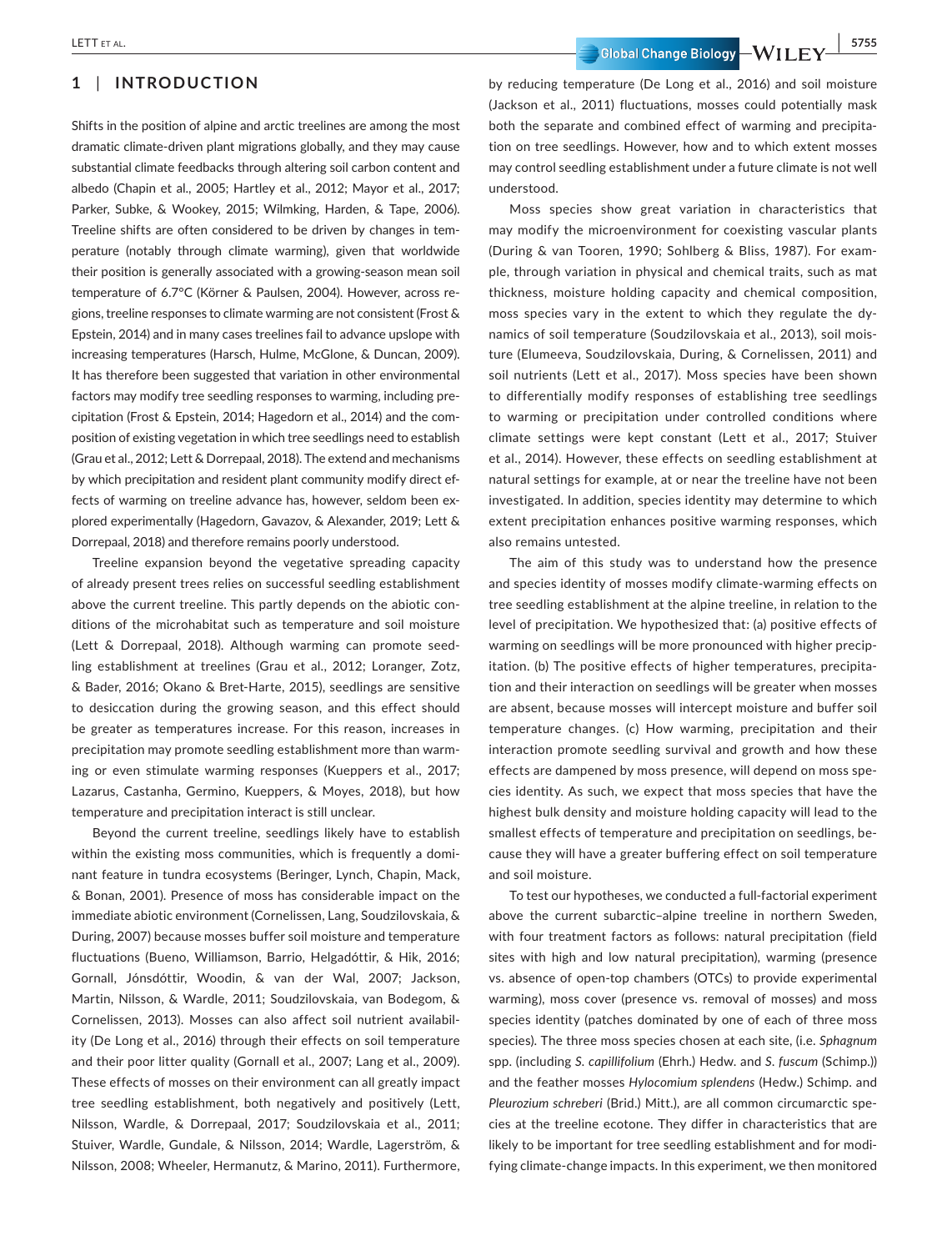## 1 | INTRODUCTION

Shifts in the position of alpine and arctic treelines are among the most dramatic climate-driven plant migrations globally, and they may cause substantial climate feedbacks through altering soil carbon content and albedo (Chapin et al., 2005; Hartley et al., 2012; Mayor et al., 2017; Parker, Subke, & Wookey, 2015; Wilmking, Harden, & Tape, 2006). Treeline shifts are often considered to be driven by changes in temperature (notably through climate warming), given that worldwide their position is generally associated with a growing-season mean soil temperature of 6.7°C (Körner & Paulsen, 2004). However, across regions, treeline responses to climate warming are not consistent (Frost & Epstein, 2014) and in many cases treelines fail to advance upslope with increasing temperatures (Harsch, Hulme, McGlone, & Duncan, 2009). It has therefore been suggested that variation in other environmental factors may modify tree seedling responses to warming, including precipitation (Frost & Epstein, 2014; Hagedorn et al., 2014) and the composition of existing vegetation in which tree seedlings need to establish (Grau et al., 2012; Lett & Dorrepaal, 2018). The extend and mechanisms by which precipitation and resident plant community modify direct effects of warming on treeline advance has, however, seldom been explored experimentally (Hagedorn, Gavazov, & Alexander, 2019; Lett & Dorrepaal, 2018) and therefore remains poorly understood.

Treeline expansion beyond the vegetative spreading capacity of already present trees relies on successful seedling establishment above the current treeline. This partly depends on the abiotic conditions of the microhabitat such as temperature and soil moisture (Lett & Dorrepaal, 2018). Although warming can promote seedling establishment at treelines (Grau et al., 2012; Loranger, Zotz, & Bader, 2016; Okano & Bret-Harte, 2015), seedlings are sensitive to desiccation during the growing season, and this effect should be greater as temperatures increase. For this reason, increases in precipitation may promote seedling establishment more than warming or even stimulate warming responses (Kueppers et al., 2017; Lazarus, Castanha, Germino, Kueppers, & Moyes, 2018), but how temperature and precipitation interact is still unclear.

Beyond the current treeline, seedlings likely have to establish within the existing moss communities, which is frequently a dominant feature in tundra ecosystems (Beringer, Lynch, Chapin, Mack, & Bonan, 2001). Presence of moss has considerable impact on the immediate abiotic environment (Cornelissen, Lang, Soudzilovskaia, & During, 2007) because mosses buffer soil moisture and temperature fluctuations (Bueno, Williamson, Barrio, Helgadóttir, & Hik, 2016; Gornall, Jónsdóttir, Woodin, & van der Wal, 2007; Jackson, Martin, Nilsson, & Wardle, 2011; Soudzilovskaia, van Bodegom, & Cornelissen, 2013). Mosses can also affect soil nutrient availability (De Long et al., 2016) through their effects on soil temperature and their poor litter quality (Gornall et al., 2007; Lang et al., 2009). These effects of mosses on their environment can all greatly impact tree seedling establishment, both negatively and positively (Lett, Nilsson, Wardle, & Dorrepaal, 2017; Soudzilovskaia et al., 2011; Stuiver, Wardle, Gundale, & Nilsson, 2014; Wardle, Lagerström, & Nilsson, 2008; Wheeler, Hermanutz, & Marino, 2011). Furthermore, by reducing temperature (De Long et al., 2016) and soil moisture (Jackson et al., 2011) fluctuations, mosses could potentially mask both the separate and combined effect of warming and precipitation on tree seedlings. However, how and to which extent mosses may control seedling establishment under a future climate is not well understood.

Moss species show great variation in characteristics that may modify the microenvironment for coexisting vascular plants (During & van Tooren, 1990; Sohlberg & Bliss, 1987). For example, through variation in physical and chemical traits, such as mat thickness, moisture holding capacity and chemical composition, moss species vary in the extent to which they regulate the dynamics of soil temperature (Soudzilovskaia et al., 2013), soil moisture (Elumeeva, Soudzilovskaia, During, & Cornelissen, 2011) and soil nutrients (Lett et al., 2017). Moss species have been shown to differentially modify responses of establishing tree seedlings to warming or precipitation under controlled conditions where climate settings were kept constant (Lett et al., 2017; Stuiver et al., 2014). However, these effects on seedling establishment at natural settings for example, at or near the treeline have not been investigated. In addition, species identity may determine to which extent precipitation enhances positive warming responses, which also remains untested.

The aim of this study was to understand how the presence and species identity of mosses modify climate-warming effects on tree seedling establishment at the alpine treeline, in relation to the level of precipitation. We hypothesized that: (a) positive effects of warming on seedlings will be more pronounced with higher precipitation. (b) The positive effects of higher temperatures, precipitation and their interaction on seedlings will be greater when mosses are absent, because mosses will intercept moisture and buffer soil temperature changes. (c) How warming, precipitation and their interaction promote seedling survival and growth and how these effects are dampened by moss presence, will depend on moss species identity. As such, we expect that moss species that have the highest bulk density and moisture holding capacity will lead to the smallest effects of temperature and precipitation on seedlings, because they will have a greater buffering effect on soil temperature and soil moisture.

To test our hypotheses, we conducted a full-factorial experiment above the current subarctic–alpine treeline in northern Sweden, with four treatment factors as follows: natural precipitation (field sites with high and low natural precipitation), warming (presence vs. absence of open-top chambers (OTCs) to provide experimental warming), moss cover (presence vs. removal of mosses) and moss species identity (patches dominated by one of each of three moss species). The three moss species chosen at each site, (i.e. *Sphagnum* spp. (including *S. capillifolium* (Ehrh.) Hedw. and *S. fuscum* (Schimp.)) and the feather mosses *Hylocomium splendens* (Hedw.) Schimp. and *Pleurozium schreberi* (Brid.) Mitt.), are all common circumarctic species at the treeline ecotone. They differ in characteristics that are likely to be important for tree seedling establishment and for modifying climate-change impacts. In this experiment, we then monitored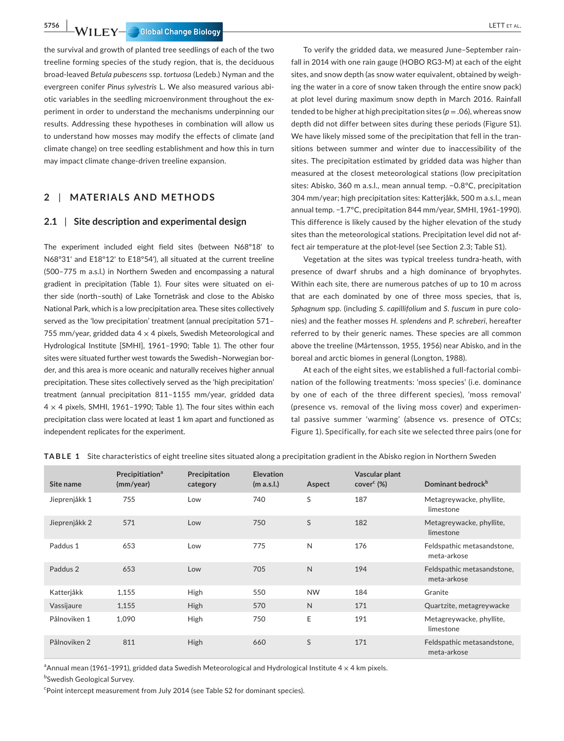the survival and growth of planted tree seedlings of each of the two treeline forming species of the study region, that is, the deciduous broad-leaved *Betula pubescens* ssp. *tortuosa* (Ledeb.) Nyman and the evergreen conifer *Pinus sylvestris* L. We also measured various abiotic variables in the seedling microenvironment throughout the experiment in order to understand the mechanisms underpinning our results. Addressing these hypotheses in combination will allow us to understand how mosses may modify the effects of climate (and climate change) on tree seedling establishment and how this in turn may impact climate change-driven treeline expansion.

## 2 | MATERIALS AND METHODS

### 2.1 | Site description and experimental design

The experiment included eight field sites (between N68°18' to N68°31' and E18°12' to E18°54'), all situated at the current treeline (500–775 m a.s.l.) in Northern Sweden and encompassing a natural gradient in precipitation (Table 1). Four sites were situated on either side (north–south) of Lake Torneträsk and close to the Abisko National Park, which is a low precipitation area. These sites collectively served as the 'low precipitation' treatment (annual precipitation 571–755 mm/year, gridded data 4 × 4 pixels, Swedish Meteorological and Hydrological Institute [SMHI], 1961–1990; Table 1). The other four sites were situated further west towards the Swedish–Norwegian border, and this area is more oceanic and naturally receives higher annual precipitation. These sites collectively served as the 'high precipitation' treatment (annual precipitation 811–1155 mm/year, gridded data 4 × 4 pixels, SMHI, 1961–1990; Table 1). The four sites within each precipitation class were located at least 1 km apart and functioned as independent replicates for the experiment.

To verify the gridded data, we measured June–September rainfall in 2014 with one rain gauge (HOBO RG3-M) at each of the eight sites, and snow depth (as snow water equivalent, obtained by weighing the water in a core of snow taken through the entire snow pack) at plot level during maximum snow depth in March 2016. Rainfall tended to be higher at high precipitation sites ($p = .06$), whereas snow depth did not differ between sites during these periods (Figure S1). We have likely missed some of the precipitation that fell in the transitions between summer and winter due to inaccessibility of the sites. The precipitation estimated by gridded data was higher than measured at the closest meteorological stations (low precipitation sites: Abisko, 360 m a.s.l., mean annual temp. −0.8°C, precipitation 304 mm/year; high precipitation sites: Katterjåkk, 500 m a.s.l., mean annual temp. −1.7°C, precipitation 844 mm/year, SMHI, 1961–1990). This difference is likely caused by the higher elevation of the study sites than the meteorological stations. Precipitation level did not affect air temperature at the plot-level (see Section 2.3; Table S1).

Vegetation at the sites was typical treeless tundra-heath, with presence of dwarf shrubs and a high dominance of bryophytes. Within each site, there are numerous patches of up to 10 m across that are each dominated by one of three moss species, that is, *Sphagnum* spp. (including *S. capillifolium* and *S. fuscum* in pure colonies) and the feather mosses *H. splendens* and *P. schreberi*, hereafter referred to by their generic names. These species are all common above the treeline (Mårtensson, 1955, 1956) near Abisko, and in the boreal and arctic biomes in general (Longton, 1988).

At each of the eight sites, we established a full-factorial combination of the following treatments: 'moss species' (i.e. dominance by one of each of the three different species), 'moss removal' (presence vs. removal of the living moss cover) and experimental passive summer 'warming' (absence vs. presence of OTCs; Figure 1). Specifically, for each site we selected three pairs (one for

**TABLE 1** Site characteristics of eight treeline sites situated along a precipitation gradient in the Abisko region in Northern Sweden

| Site name | Precipitiation[a] (mm/year) | Precipitation category | Elevation (m a.s.l.) | Aspect | Vascular plant cover[c] (%) | Dominant bedrock[b] |
|---|---|---|---|---|---|---|
| Jieprenjåkk 1 | 755 | Low | 740 | S | 187 | Metagreywacke, phyllite, limestone |
| Jieprenjåkk 2 | 571 | Low | 750 | S | 182 | Metagreywacke, phyllite, limestone |
| Paddus 1 | 653 | Low | 775 | N | 176 | Feldspathic metasandstone, meta-arkose |
| Paddus 2 | 653 | Low | 705 | N | 194 | Feldspathic metasandstone, meta-arkose |
| Katterjåkk | 1,155 | High | 550 | NW | 184 | Granite |
| Vassijaure | 1,155 | High | 570 | N | 171 | Quartzite, metagreywacke |
| Pålnoviken 1 | 1,090 | High | 750 | E | 191 | Metagreywacke, phyllite, limestone |
| Pålnoviken 2 | 811 | High | 660 | S | 171 | Feldspathic metasandstone, meta-arkose |

[a]Annual mean (1961–1991), gridded data Swedish Meteorological and Hydrological Institute 4 × 4 km pixels.

[b]Swedish Geological Survey.

[c]Point intercept measurement from July 2014 (see Table S2 for dominant species).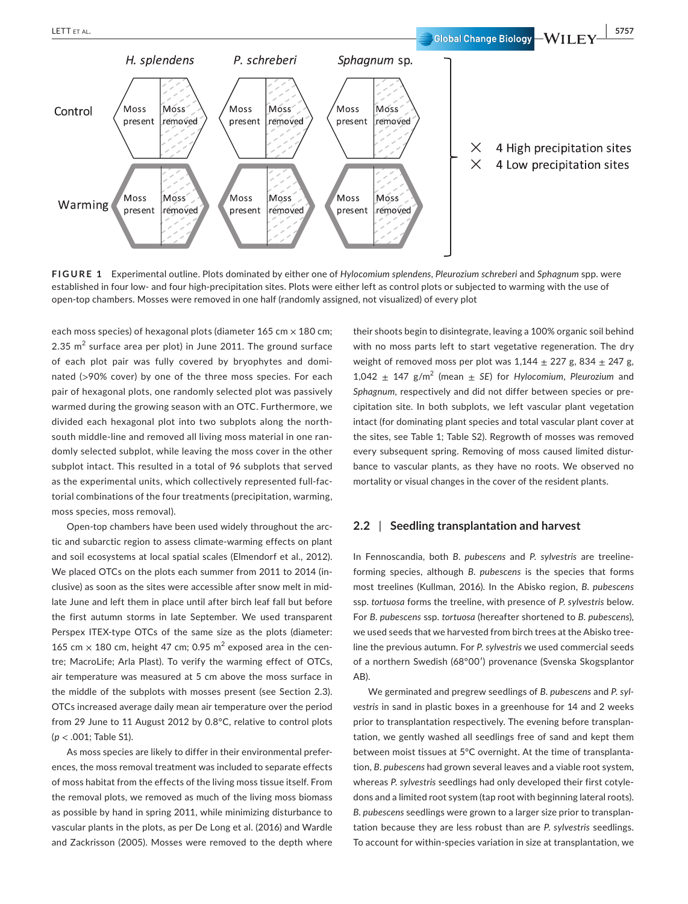H. splendens

P. schreberi

Sphagnum sp.

Control

Warming

Moss present

Moss removed

× 4 High precipitation sites

× 4 Low precipitation sites

**FIGURE 1** Experimental outline. Plots dominated by either one of *Hylocomium splendens*, *Pleurozium schreberi* and *Sphagnum* spp. were established in four low- and four high-precipitation sites. Plots were either left as control plots or subjected to warming with the use of open-top chambers. Mosses were removed in one half (randomly assigned, not visualized) of every plot

each moss species) of hexagonal plots (diameter 165 cm × 180 cm; 2.35 $m^2$ surface area per plot) in June 2011. The ground surface of each plot pair was fully covered by bryophytes and dominated (>90% cover) by one of the three moss species. For each pair of hexagonal plots, one randomly selected plot was passively warmed during the growing season with an OTC. Furthermore, we divided each hexagonal plot into two subplots along the north-south middle-line and removed all living moss material in one randomly selected subplot, while leaving the moss cover in the other subplot intact. This resulted in a total of 96 subplots that served as the experimental units, which collectively represented full-factorial combinations of the four treatments (precipitation, warming, moss species, moss removal).

Open-top chambers have been used widely throughout the arctic and subarctic region to assess climate-warming effects on plant and soil ecosystems at local spatial scales (Elmendorf et al., 2012). We placed OTCs on the plots each summer from 2011 to 2014 (inclusive) as soon as the sites were accessible after snow melt in mid-late June and left them in place until after birch leaf fall but before the first autumn storms in late September. We used transparent Perspex ITEX-type OTCs of the same size as the plots (diameter: 165 cm × 180 cm, height 47 cm; 0.95 $m^2$ exposed area in the centre; MacroLife; Arla Plast). To verify the warming effect of OTCs, air temperature was measured at 5 cm above the moss surface in the middle of the subplots with mosses present (see Section 2.3). OTCs increased average daily mean air temperature over the period from 29 June to 11 August 2012 by 0.8°C, relative to control plots ($p < .001$; Table S1).

As moss species are likely to differ in their environmental preferences, the moss removal treatment was included to separate effects of moss habitat from the effects of the living moss tissue itself. From the removal plots, we removed as much of the living moss biomass as possible by hand in spring 2011, while minimizing disturbance to vascular plants in the plots, as per De Long et al. (2016) and Wardle and Zackrisson (2005). Mosses were removed to the depth where their shoots begin to disintegrate, leaving a 100% organic soil behind with no moss parts left to start vegetative regeneration. The dry weight of removed moss per plot was 1,144 ± 227 g, 834 ± 247 g, 1,042 ± 147 g/$m^2$ (mean ± *SE*) for *Hylocomium*, *Pleurozium* and *Sphagnum*, respectively and did not differ between species or precipitation site. In both subplots, we left vascular plant vegetation intact (for dominating plant species and total vascular plant cover at the sites, see Table 1; Table S2). Regrowth of mosses was removed every subsequent spring. Removing of moss caused limited disturbance to vascular plants, as they have no roots. We observed no mortality or visual changes in the cover of the resident plants.

## 2.2 | Seedling transplantation and harvest

In Fennoscandia, both *B. pubescens* and *P. sylvestris* are treeline-forming species, although *B. pubescens* is the species that forms most treelines (Kullman, 2016). In the Abisko region, *B. pubescens* ssp. *tortuosa* forms the treeline, with presence of *P. sylvestris* below. For *B. pubescens* ssp. *tortuosa* (hereafter shortened to *B. pubescens*), we used seeds that we harvested from birch trees at the Abisko treeline the previous autumn. For *P. sylvestris* we used commercial seeds of a northern Swedish (68°00′) provenance (Svenska Skogsplantor AB).

We germinated and pregrew seedlings of *B. pubescens* and *P. sylvestris* in sand in plastic boxes in a greenhouse for 14 and 2 weeks prior to transplantation respectively. The evening before transplantation, we gently washed all seedlings free of sand and kept them between moist tissues at 5°C overnight. At the time of transplantation, *B. pubescens* had grown several leaves and a viable root system, whereas *P. sylvestris* seedlings had only developed their first cotyledons and a limited root system (tap root with beginning lateral roots). *B. pubescens* seedlings were grown to a larger size prior to transplantation because they are less robust than are *P. sylvestris* seedlings. To account for within-species variation in size at transplantation, we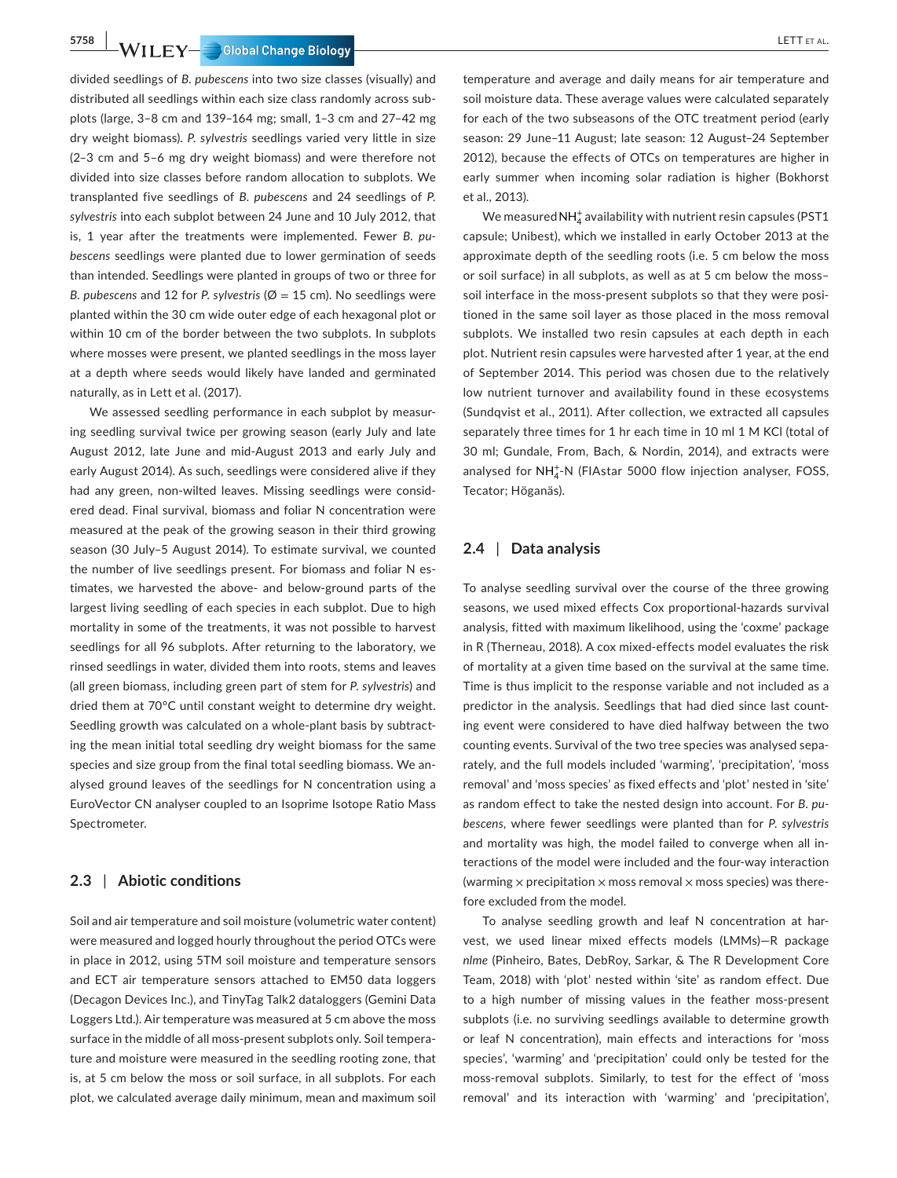divided seedlings of *B. pubescens* into two size classes (visually) and distributed all seedlings within each size class randomly across subplots (large, 3–8 cm and 139–164 mg; small, 1–3 cm and 27–42 mg dry weight biomass). *P. sylvestris* seedlings varied very little in size (2–3 cm and 5–6 mg dry weight biomass) and were therefore not divided into size classes before random allocation to subplots. We transplanted five seedlings of *B. pubescens* and 24 seedlings of *P. sylvestris* into each subplot between 24 June and 10 July 2012, that is, 1 year after the treatments were implemented. Fewer *B. pubescens* seedlings were planted due to lower germination of seeds than intended. Seedlings were planted in groups of two or three for *B. pubescens* and 12 for *P. sylvestris* (Ø = 15 cm). No seedlings were planted within the 30 cm wide outer edge of each hexagonal plot or within 10 cm of the border between the two subplots. In subplots where mosses were present, we planted seedlings in the moss layer at a depth where seeds would likely have landed and germinated naturally, as in Lett et al. (2017).

We assessed seedling performance in each subplot by measuring seedling survival twice per growing season (early July and late August 2012, late June and mid-August 2013 and early July and early August 2014). As such, seedlings were considered alive if they had any green, non-wilted leaves. Missing seedlings were considered dead. Final survival, biomass and foliar N concentration were measured at the peak of the growing season in their third growing season (30 July–5 August 2014). To estimate survival, we counted the number of live seedlings present. For biomass and foliar N estimates, we harvested the above- and below-ground parts of the largest living seedling of each species in each subplot. Due to high mortality in some of the treatments, it was not possible to harvest seedlings for all 96 subplots. After returning to the laboratory, we rinsed seedlings in water, divided them into roots, stems and leaves (all green biomass, including green part of stem for *P. sylvestris*) and dried them at 70°C until constant weight to determine dry weight. Seedling growth was calculated on a whole-plant basis by subtracting the mean initial total seedling dry weight biomass for the same species and size group from the final total seedling biomass. We analysed ground leaves of the seedlings for N concentration using a EuroVector CN analyser coupled to an Isoprime Isotope Ratio Mass Spectrometer.

## 2.3 | Abiotic conditions

Soil and air temperature and soil moisture (volumetric water content) were measured and logged hourly throughout the period OTCs were in place in 2012, using 5TM soil moisture and temperature sensors and ECT air temperature sensors attached to EM50 data loggers (Decagon Devices Inc.), and TinyTag Talk2 dataloggers (Gemini Data Loggers Ltd.). Air temperature was measured at 5 cm above the moss surface in the middle of all moss-present subplots only. Soil temperature and moisture were measured in the seedling rooting zone, that is, at 5 cm below the moss or soil surface, in all subplots. For each plot, we calculated average daily minimum, mean and maximum soil temperature and average and daily means for air temperature and soil moisture data. These average values were calculated separately for each of the two subseasons of the OTC treatment period (early season: 29 June–11 August; late season: 12 August–24 September 2012), because the effects of OTCs on temperatures are higher in early summer when incoming solar radiation is higher (Bokhorst et al., 2013).

We measured $NH_4^+$ availability with nutrient resin capsules (PST1 capsule; Unibest), which we installed in early October 2013 at the approximate depth of the seedling roots (i.e. 5 cm below the moss or soil surface) in all subplots, as well as at 5 cm below the moss–soil interface in the moss-present subplots so that they were positioned in the same soil layer as those placed in the moss removal subplots. We installed two resin capsules at each depth in each plot. Nutrient resin capsules were harvested after 1 year, at the end of September 2014. This period was chosen due to the relatively low nutrient turnover and availability found in these ecosystems (Sundqvist et al., 2011). After collection, we extracted all capsules separately three times for 1 hr each time in 10 ml 1 M KCl (total of 30 ml; Gundale, From, Bach, & Nordin, 2014), and extracts were analysed for $NH_4^+$-N (FIAstar 5000 flow injection analyser, FOSS, Tecator; Höganäs).

## 2.4 | Data analysis

To analyse seedling survival over the course of the three growing seasons, we used mixed effects Cox proportional-hazards survival analysis, fitted with maximum likelihood, using the 'coxme' package in R (Therneau, 2018). A cox mixed-effects model evaluates the risk of mortality at a given time based on the survival at the same time. Time is thus implicit to the response variable and not included as a predictor in the analysis. Seedlings that had died since last counting event were considered to have died halfway between the two counting events. Survival of the two tree species was analysed separately, and the full models included 'warming', 'precipitation', 'moss removal' and 'moss species' as fixed effects and 'plot' nested in 'site' as random effect to take the nested design into account. For *B. pubescens*, where fewer seedlings were planted than for *P. sylvestris* and mortality was high, the model failed to converge when all interactions of the model were included and the four-way interaction (warming × precipitation × moss removal × moss species) was therefore excluded from the model.

To analyse seedling growth and leaf N concentration at harvest, we used linear mixed effects models (LMMs)—R package *nlme* (Pinheiro, Bates, DebRoy, Sarkar, & The R Development Core Team, 2018) with 'plot' nested within 'site' as random effect. Due to a high number of missing values in the feather moss-present subplots (i.e. no surviving seedlings available to determine growth or leaf N concentration), main effects and interactions for 'moss species', 'warming' and 'precipitation' could only be tested for the moss-removal subplots. Similarly, to test for the effect of 'moss removal' and its interaction with 'warming' and 'precipitation',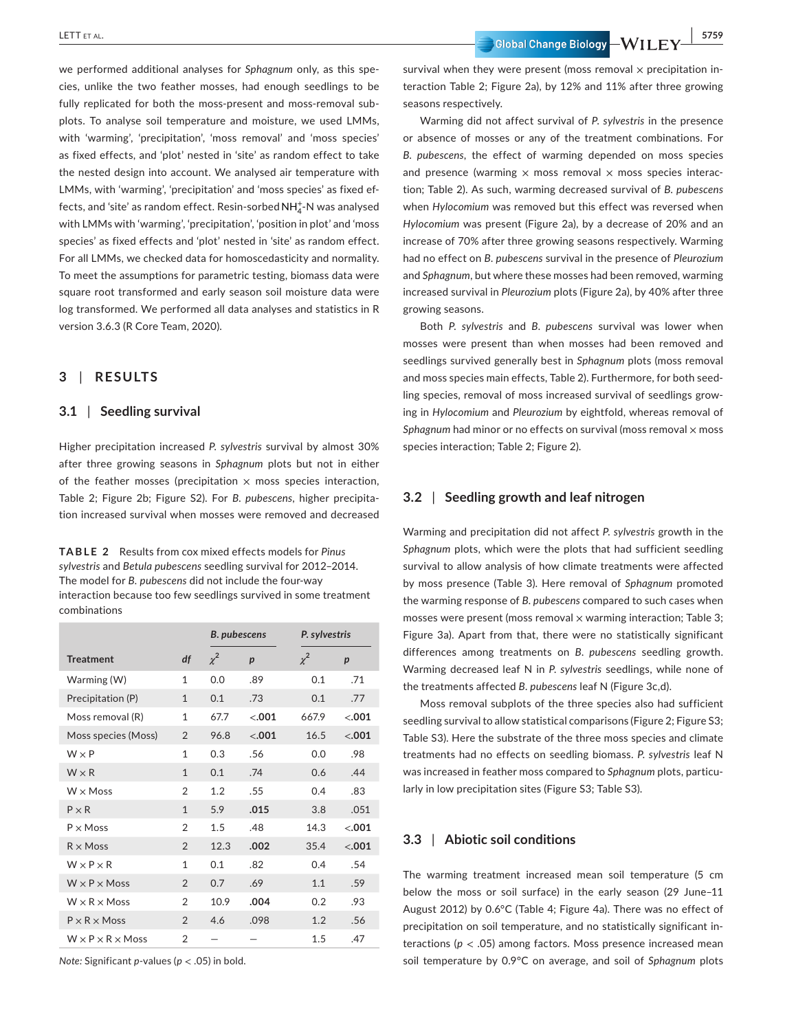we performed additional analyses for *Sphagnum* only, as this species, unlike the two feather mosses, had enough seedlings to be fully replicated for both the moss-present and moss-removal subplots. To analyse soil temperature and moisture, we used LMMs, with 'warming', 'precipitation', 'moss removal' and 'moss species' as fixed effects, and 'plot' nested in 'site' as random effect to take the nested design into account. We analysed air temperature with LMMs, with 'warming', 'precipitation' and 'moss species' as fixed effects, and 'site' as random effect. Resin-sorbed $NH_4^+$-N was analysed with LMMs with 'warming', 'precipitation', 'position in plot' and 'moss species' as fixed effects and 'plot' nested in 'site' as random effect. For all LMMs, we checked data for homoscedasticity and normality. To meet the assumptions for parametric testing, biomass data were square root transformed and early season soil moisture data were log transformed. We performed all data analyses and statistics in R version 3.6.3 (R Core Team, 2020).

## 3 | RESULTS

### 3.1 | Seedling survival

Higher precipitation increased *P. sylvestris* survival by almost 30% after three growing seasons in *Sphagnum* plots but not in either of the feather mosses (precipitation × moss species interaction, Table 2; Figure 2b; Figure S2). For *B. pubescens*, higher precipitation increased survival when mosses were removed and decreased survival when they were present (moss removal × precipitation interaction Table 2; Figure 2a), by 12% and 11% after three growing seasons respectively.

**TABLE 2** Results from cox mixed effects models for *Pinus sylvestris* and *Betula pubescens* seedling survival for 2012–2014. The model for *B. pubescens* did not include the four-way interaction because too few seedlings survived in some treatment combinations

| Treatment | df | *B. pubescens* $\chi^2$ | *B. pubescens* *p* | *P. sylvestris* $\chi^2$ | *P. sylvestris* *p* |
|---|---|---|---|---|---|
| Warming (W) | 1 | 0.0 | .89 | 0.1 | .71 |
| Precipitation (P) | 1 | 0.1 | .73 | 0.1 | .77 |
| Moss removal (R) | 1 | 67.7 | **<.001** | 667.9 | **<.001** |
| Moss species (Moss) | 2 | 96.8 | **<.001** | 16.5 | **<.001** |
| W × P | 1 | 0.3 | .56 | 0.0 | .98 |
| W × R | 1 | 0.1 | .74 | 0.6 | .44 |
| W × Moss | 2 | 1.2 | .55 | 0.4 | .83 |
| P × R | 1 | 5.9 | **.015** | 3.8 | .051 |
| P × Moss | 2 | 1.5 | .48 | 14.3 | **<.001** |
| R × Moss | 2 | 12.3 | **.002** | 35.4 | **<.001** |
| W × P × R | 1 | 0.1 | .82 | 0.4 | .54 |
| W × P × Moss | 2 | 0.7 | .69 | 1.1 | .59 |
| W × R × Moss | 2 | 10.9 | **.004** | 0.2 | .93 |
| P × R × Moss | 2 | 4.6 | .098 | 1.2 | .56 |
| W × P × R × Moss | 2 | — | — | 1.5 | .47 |

*Note:* Significant *p*-values ($p < .05$) in bold.

Warming did not affect survival of *P. sylvestris* in the presence or absence of mosses or any of the treatment combinations. For *B. pubescens*, the effect of warming depended on moss species and presence (warming × moss removal × moss species interaction; Table 2). As such, warming decreased survival of *B. pubescens* when *Hylocomium* was removed but this effect was reversed when *Hylocomium* was present (Figure 2a), by a decrease of 20% and an increase of 70% after three growing seasons respectively. Warming had no effect on *B. pubescens* survival in the presence of *Pleurozium* and *Sphagnum*, but where these mosses had been removed, warming increased survival in *Pleurozium* plots (Figure 2a), by 40% after three growing seasons.

Both *P. sylvestris* and *B. pubescens* survival was lower when mosses were present than when mosses had been removed and seedlings survived generally best in *Sphagnum* plots (moss removal and moss species main effects, Table 2). Furthermore, for both seedling species, removal of moss increased survival of seedlings growing in *Hylocomium* and *Pleurozium* by eightfold, whereas removal of *Sphagnum* had minor or no effects on survival (moss removal × moss species interaction; Table 2; Figure 2).

### 3.2 | Seedling growth and leaf nitrogen

Warming and precipitation did not affect *P. sylvestris* growth in the *Sphagnum* plots, which were the plots that had sufficient seedling survival to allow analysis of how climate treatments were affected by moss presence (Table 3). Here removal of *Sphagnum* promoted the warming response of *B. pubescens* compared to such cases when mosses were present (moss removal × warming interaction; Table 3; Figure 3a). Apart from that, there were no statistically significant differences among treatments on *B. pubescens* seedling growth. Warming decreased leaf N in *P. sylvestris* seedlings, while none of the treatments affected *B. pubescens* leaf N (Figure 3c,d).

Moss removal subplots of the three species also had sufficient seedling survival to allow statistical comparisons (Figure 2; Figure S3; Table S3). Here the substrate of the three moss species and climate treatments had no effects on seedling biomass. *P. sylvestris* leaf N was increased in feather moss compared to *Sphagnum* plots, particularly in low precipitation sites (Figure S3; Table S3).

### 3.3 | Abiotic soil conditions

The warming treatment increased mean soil temperature (5 cm below the moss or soil surface) in the early season (29 June–11 August 2012) by 0.6°C (Table 4; Figure 4a). There was no effect of precipitation on soil temperature, and no statistically significant interactions ($p < .05$) among factors. Moss presence increased mean soil temperature by 0.9°C on average, and soil of *Sphagnum* plots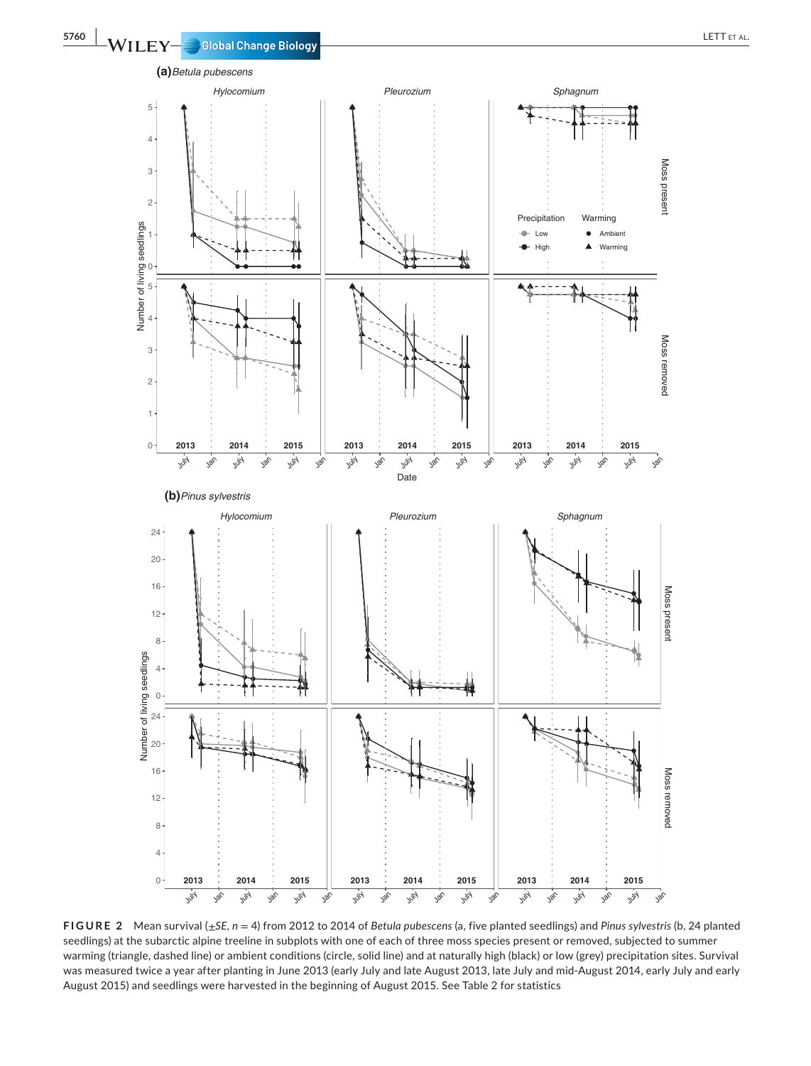(a) *Betula pubescens*

*Hylocomium*

*Pleurozium*

*Sphagnum*

Number of living seedlings

5
4
3
2
1
0

Moss present

Moss removed

Precipitation
Low
High

Warming
Ambient
Warming

2013
2014
2015

July
Jan
July
Jan
July
Jan

Date

(b) *Pinus sylvestris*

*Hylocomium*

*Pleurozium*

*Sphagnum*

Number of living seedlings

24
20
16
12
8
4
0

Moss present

Moss removed

2013
2014
2015

July
Jan
July
Jan
July
Jan

**FIGURE 2** Mean survival (±*SE*, *n* = 4) from 2012 to 2014 of *Betula pubescens* (a, five planted seedlings) and *Pinus sylvestris* (b, 24 planted seedlings) at the subarctic alpine treeline in subplots with one of each of three moss species present or removed, subjected to summer warming (triangle, dashed line) or ambient conditions (circle, solid line) and at naturally high (black) or low (grey) precipitation sites. Survival was measured twice a year after planting in June 2013 (early July and late August 2013, late July and mid-August 2014, early July and early August 2015) and seedlings were harvested in the beginning of August 2015. See Table 2 for statistics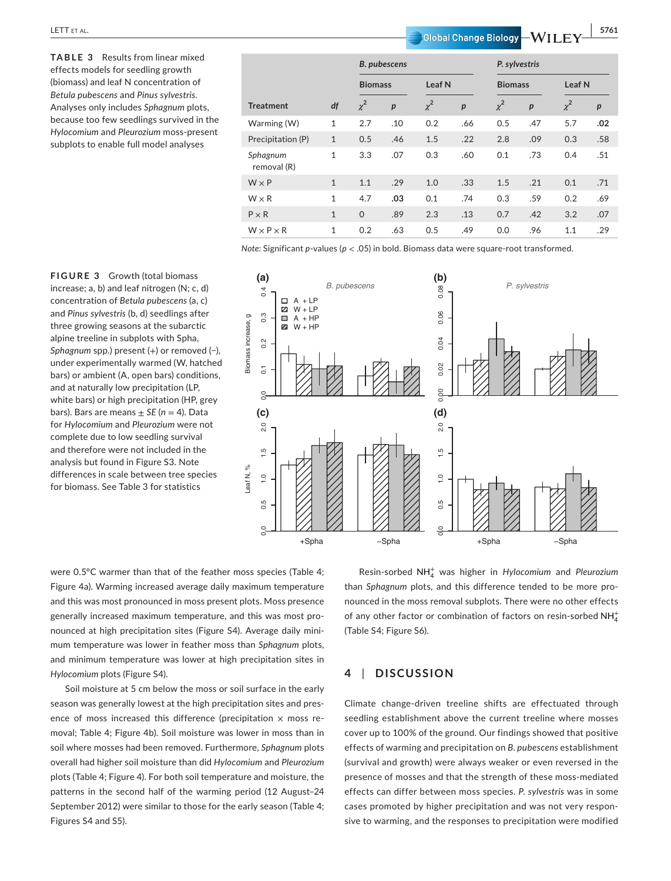**TABLE 3** Results from linear mixed effects models for seedling growth (biomass) and leaf N concentration of *Betula pubescens* and *Pinus sylvestris*. Analyses only includes *Sphagnum* plots, because too few seedlings survived in the *Hylocomium* and *Pleurozium* moss-present subplots to enable full model analyses

| | | *B. pubescens* | | | | *P. sylvestris* | | | |
|---|---|---|---|---|---|---|---|---|---|
| | | Biomass | | Leaf N | | Biomass | | Leaf N | |
| Treatment | df | $\chi^2$ | *p* | $\chi^2$ | *p* | $\chi^2$ | *p* | $\chi^2$ | *p* |
| Warming (W) | 1 | 2.7 | .10 | 0.2 | .66 | 0.5 | .47 | 5.7 | **.02** |
| Precipitation (P) | 1 | 0.5 | .46 | 1.5 | .22 | 2.8 | .09 | 0.3 | .58 |
| *Sphagnum* removal (R) | 1 | 3.3 | .07 | 0.3 | .60 | 0.1 | .73 | 0.4 | .51 |
| W × P | 1 | 1.1 | .29 | 1.0 | .33 | 1.5 | .21 | 0.1 | .71 |
| W × R | 1 | 4.7 | **.03** | 0.1 | .74 | 0.3 | .59 | 0.2 | .69 |
| P × R | 1 | 0 | .89 | 2.3 | .13 | 0.7 | .42 | 3.2 | .07 |
| W × P × R | 1 | 0.2 | .63 | 0.5 | .49 | 0.0 | .96 | 1.1 | .29 |

*Note:* Significant *p*-values ($p < .05$) in bold. Biomass data were square-root transformed.

(a) B. pubescens
(b) P. sylvestris
(c)
(d)
A + LP
W + LP
A + HP
W + HP
Biomass increase, g
Leaf N, %
+Spha
−Spha

**FIGURE 3** Growth (total biomass increase; a, b) and leaf nitrogen (N; c, d) concentration of *Betula pubescens* (a, c) and *Pinus sylvestris* (b, d) seedlings after three growing seasons at the subarctic alpine treeline in subplots with Spha, *Sphagnum* spp.) present (+) or removed (−), under experimentally warmed (W, hatched bars) or ambient (A, open bars) conditions, and at naturally low precipitation (LP, white bars) or high precipitation (HP, grey bars). Bars are means ± *SE* ($n = 4$). Data for *Hylocomium* and *Pleurozium* were not complete due to low seedling survival and therefore were not included in the analysis but found in Figure S3. Note differences in scale between tree species for biomass. See Table 3 for statistics

were 0.5°C warmer than that of the feather moss species (Table 4; Figure 4a). Warming increased average daily maximum temperature and this was most pronounced in moss present plots. Moss presence generally increased maximum temperature, and this was most pronounced at high precipitation sites (Figure S4). Average daily minimum temperature was lower in feather moss than *Sphagnum* plots, and minimum temperature was lower at high precipitation sites in *Hylocomium* plots (Figure S4).

Soil moisture at 5 cm below the moss or soil surface in the early season was generally lowest at the high precipitation sites and presence of moss increased this difference (precipitation × moss removal; Table 4; Figure 4b). Soil moisture was lower in moss than in soil where mosses had been removed. Furthermore, *Sphagnum* plots overall had higher soil moisture than did *Hylocomium* and *Pleurozium* plots (Table 4; Figure 4). For both soil temperature and moisture, the patterns in the second half of the warming period (12 August–24 September 2012) were similar to those for the early season (Table 4; Figures S4 and S5).

Resin-sorbed $NH_4^+$ was higher in *Hylocomium* and *Pleurozium* than *Sphagnum* plots, and this difference tended to be more pronounced in the moss removal subplots. There were no other effects of any other factor or combination of factors on resin-sorbed $NH_4^+$ (Table S4; Figure S6).

## 4 | DISCUSSION

Climate change-driven treeline shifts are effectuated through seedling establishment above the current treeline where mosses cover up to 100% of the ground. Our findings showed that positive effects of warming and precipitation on *B. pubescens* establishment (survival and growth) were always weaker or even reversed in the presence of mosses and that the strength of these moss-mediated effects can differ between moss species. *P. sylvestris* was in some cases promoted by higher precipitation and was not very responsive to warming, and the responses to precipitation were modified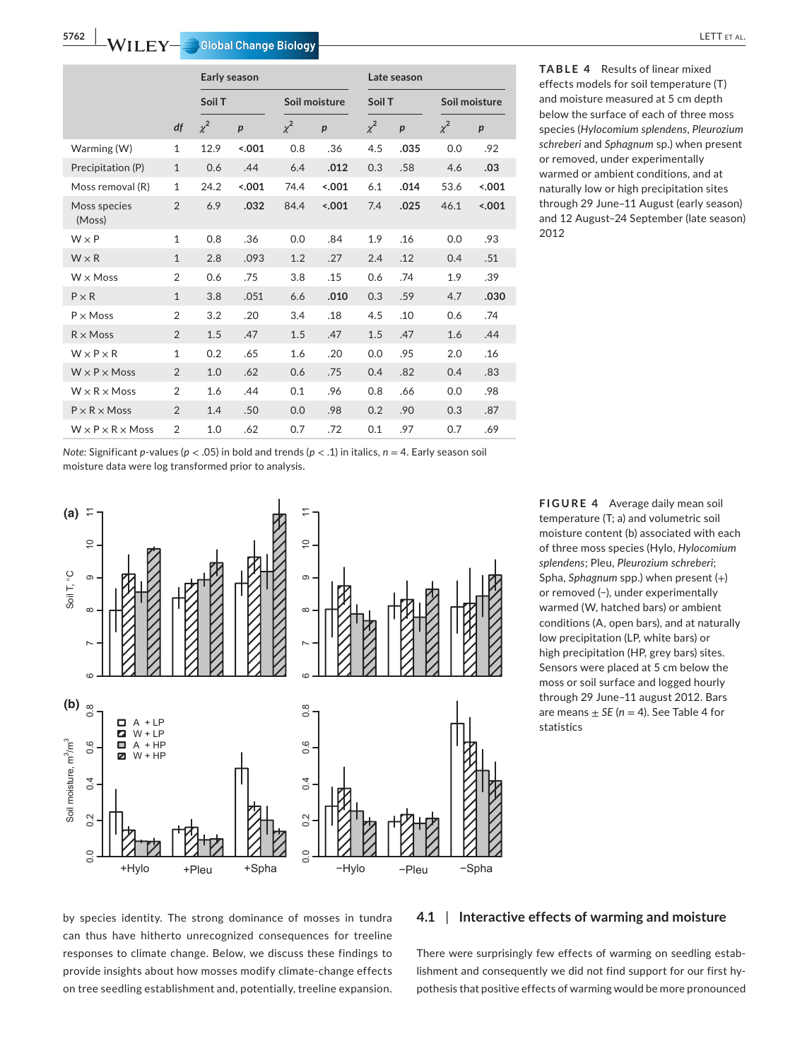**TABLE 4** Results of linear mixed effects models for soil temperature (T) and moisture measured at 5 cm depth below the surface of each of three moss species (*Hylocomium splendens*, *Pleurozium schreberi* and *Sphagnum* sp.) when present or removed, under experimentally warmed or ambient conditions, and at naturally low or high precipitation sites through 29 June–11 August (early season) and 12 August–24 September (late season) 2012

| | | Early season | | | | Late season | | | |
|---|---|---|---|---|---|---|---|---|---|
| | | Soil T | | Soil moisture | | Soil T | | Soil moisture | |
| | *df* | $\chi^2$ | *p* | $\chi^2$ | *p* | $\chi^2$ | *p* | $\chi^2$ | *p* |
| Warming (W) | 1 | 12.9 | **<.001** | 0.8 | .36 | 4.5 | **.035** | 0.0 | .92 |
| Precipitation (P) | 1 | 0.6 | .44 | 6.4 | **.012** | 0.3 | .58 | 4.6 | **.03** |
| Moss removal (R) | 1 | 24.2 | **<.001** | 74.4 | **<.001** | 6.1 | **.014** | 53.6 | **<.001** |
| Moss species (Moss) | 2 | 6.9 | **.032** | 84.4 | **<.001** | 7.4 | **.025** | 46.1 | **<.001** |
| W × P | 1 | 0.8 | .36 | 0.0 | .84 | 1.9 | .16 | 0.0 | .93 |
| W × R | 1 | 2.8 | *.093* | 1.2 | .27 | 2.4 | .12 | 0.4 | .51 |
| W × Moss | 2 | 0.6 | .75 | 3.8 | .15 | 0.6 | .74 | 1.9 | .39 |
| P × R | 1 | 3.8 | *.051* | 6.6 | **.010** | 0.3 | .59 | 4.7 | **.030** |
| P × Moss | 2 | 3.2 | .20 | 3.4 | .18 | 4.5 | .10 | 0.6 | .74 |
| R × Moss | 2 | 1.5 | .47 | 1.5 | .47 | 1.5 | .47 | 1.6 | .44 |
| W × P × R | 1 | 0.2 | .65 | 1.6 | .20 | 0.0 | .95 | 2.0 | .16 |
| W × P × Moss | 2 | 1.0 | .62 | 0.6 | .75 | 0.4 | .82 | 0.4 | .83 |
| W × R × Moss | 2 | 1.6 | .44 | 0.1 | .96 | 0.8 | .66 | 0.0 | .98 |
| P × R × Moss | 2 | 1.4 | .50 | 0.0 | .98 | 0.2 | .90 | 0.3 | .87 |
| W × P × R × Moss | 2 | 1.0 | .62 | 0.7 | .72 | 0.1 | .97 | 0.7 | .69 |

*Note:* Significant *p*-values ($p < .05$) in bold and trends ($p < .1$) in italics, $n = 4$. Early season soil moisture data were log transformed prior to analysis.

(a)
Soil T, °C
6 7 8 9 10 11

(b)
Soil moisture, m³/m³
0.0 0.2 0.4 0.6 0.8
A +LP
W +LP
A +HP
W +HP
+Hylo +Pleu +Spha −Hylo −Pleu −Spha

**FIGURE 4** Average daily mean soil temperature (T; a) and volumetric soil moisture content (b) associated with each of three moss species (Hylo, *Hylocomium splendens*; Pleu, *Pleurozium schreberi*; Spha, *Sphagnum* spp.) when present (+) or removed (−), under experimentally warmed (W, hatched bars) or ambient conditions (A, open bars), and at naturally low precipitation (LP, white bars) or high precipitation (HP, grey bars) sites. Sensors were placed at 5 cm below the moss or soil surface and logged hourly through 29 June–11 august 2012. Bars are means ± *SE* ($n = 4$). See Table 4 for statistics

by species identity. The strong dominance of mosses in tundra can thus have hitherto unrecognized consequences for treeline responses to climate change. Below, we discuss these findings to provide insights about how mosses modify climate-change effects on tree seedling establishment and, potentially, treeline expansion.

## 4.1 | Interactive effects of warming and moisture

There were surprisingly few effects of warming on seedling establishment and consequently we did not find support for our first hypothesis that positive effects of warming would be more pronounced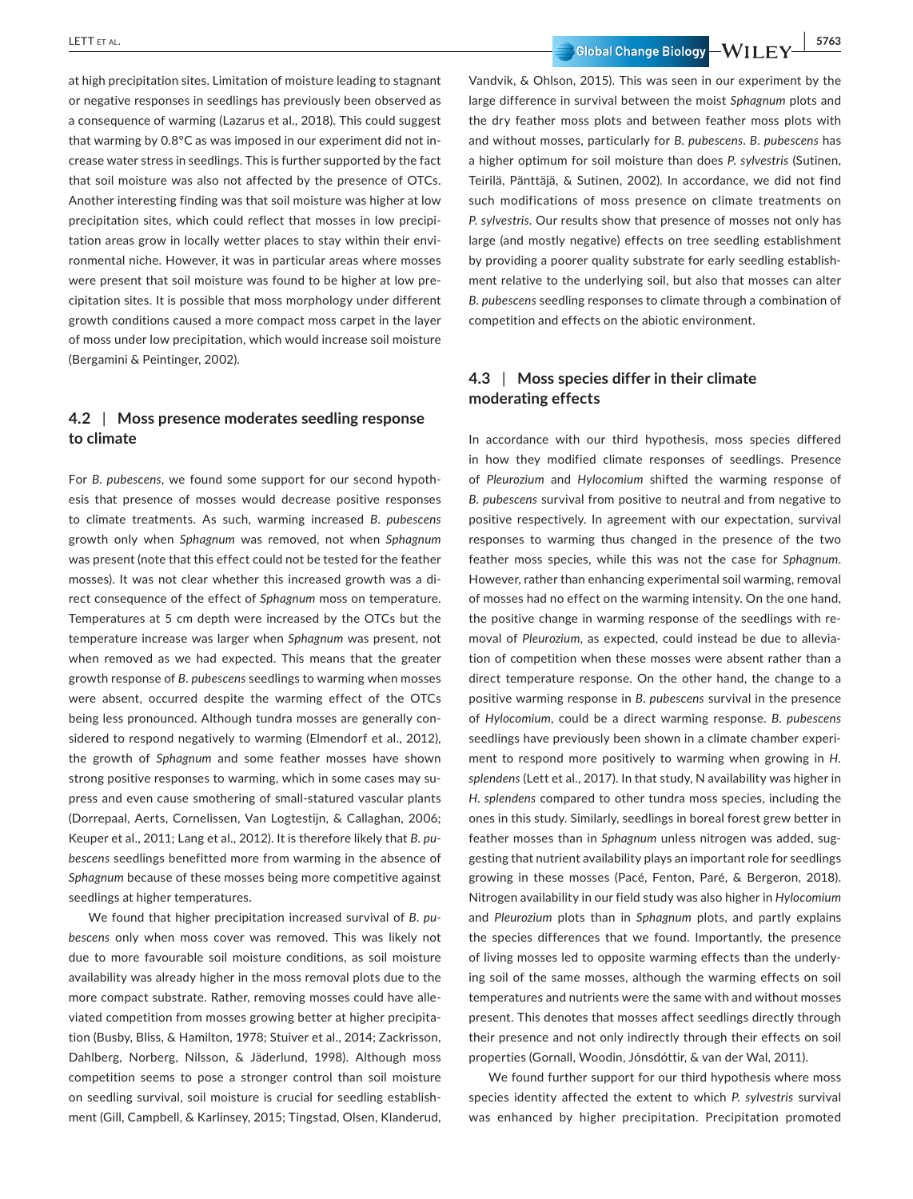at high precipitation sites. Limitation of moisture leading to stagnant or negative responses in seedlings has previously been observed as a consequence of warming (Lazarus et al., 2018). This could suggest that warming by 0.8°C as was imposed in our experiment did not increase water stress in seedlings. This is further supported by the fact that soil moisture was also not affected by the presence of OTCs. Another interesting finding was that soil moisture was higher at low precipitation sites, which could reflect that mosses in low precipitation areas grow in locally wetter places to stay within their environmental niche. However, it was in particular areas where mosses were present that soil moisture was found to be higher at low precipitation sites. It is possible that moss morphology under different growth conditions caused a more compact moss carpet in the layer of moss under low precipitation, which would increase soil moisture (Bergamini & Peintinger, 2002).

### 4.2 | Moss presence moderates seedling response to climate

For *B. pubescens*, we found some support for our second hypothesis that presence of mosses would decrease positive responses to climate treatments. As such, warming increased *B. pubescens* growth only when *Sphagnum* was removed, not when *Sphagnum* was present (note that this effect could not be tested for the feather mosses). It was not clear whether this increased growth was a direct consequence of the effect of *Sphagnum* moss on temperature. Temperatures at 5 cm depth were increased by the OTCs but the temperature increase was larger when *Sphagnum* was present, not when removed as we had expected. This means that the greater growth response of *B. pubescens* seedlings to warming when mosses were absent, occurred despite the warming effect of the OTCs being less pronounced. Although tundra mosses are generally considered to respond negatively to warming (Elmendorf et al., 2012), the growth of *Sphagnum* and some feather mosses have shown strong positive responses to warming, which in some cases may supress and even cause smothering of small-statured vascular plants (Dorrepaal, Aerts, Cornelissen, Van Logtestijn, & Callaghan, 2006; Keuper et al., 2011; Lang et al., 2012). It is therefore likely that *B. pubescens* seedlings benefitted more from warming in the absence of *Sphagnum* because of these mosses being more competitive against seedlings at higher temperatures.

We found that higher precipitation increased survival of *B. pubescens* only when moss cover was removed. This was likely not due to more favourable soil moisture conditions, as soil moisture availability was already higher in the moss removal plots due to the more compact substrate. Rather, removing mosses could have alleviated competition from mosses growing better at higher precipitation (Busby, Bliss, & Hamilton, 1978; Stuiver et al., 2014; Zackrisson, Dahlberg, Norberg, Nilsson, & Jäderlund, 1998). Although moss competition seems to pose a stronger control than soil moisture on seedling survival, soil moisture is crucial for seedling establishment (Gill, Campbell, & Karlinsey, 2015; Tingstad, Olsen, Klanderud, Vandvik, & Ohlson, 2015). This was seen in our experiment by the large difference in survival between the moist *Sphagnum* plots and the dry feather moss plots and between feather moss plots with and without mosses, particularly for *B. pubescens*. *B. pubescens* has a higher optimum for soil moisture than does *P. sylvestris* (Sutinen, Teirilä, Pänttäjä, & Sutinen, 2002). In accordance, we did not find such modifications of moss presence on climate treatments on *P. sylvestris*. Our results show that presence of mosses not only has large (and mostly negative) effects on tree seedling establishment by providing a poorer quality substrate for early seedling establishment relative to the underlying soil, but also that mosses can alter *B. pubescens* seedling responses to climate through a combination of competition and effects on the abiotic environment.

### 4.3 | Moss species differ in their climate moderating effects

In accordance with our third hypothesis, moss species differed in how they modified climate responses of seedlings. Presence of *Pleurozium* and *Hylocomium* shifted the warming response of *B. pubescens* survival from positive to neutral and from negative to positive respectively. In agreement with our expectation, survival responses to warming thus changed in the presence of the two feather moss species, while this was not the case for *Sphagnum*. However, rather than enhancing experimental soil warming, removal of mosses had no effect on the warming intensity. On the one hand, the positive change in warming response of the seedlings with removal of *Pleurozium*, as expected, could instead be due to alleviation of competition when these mosses were absent rather than a direct temperature response. On the other hand, the change to a positive warming response in *B. pubescens* survival in the presence of *Hylocomium*, could be a direct warming response. *B. pubescens* seedlings have previously been shown in a climate chamber experiment to respond more positively to warming when growing in *H. splendens* (Lett et al., 2017). In that study, N availability was higher in *H. splendens* compared to other tundra moss species, including the ones in this study. Similarly, seedlings in boreal forest grew better in feather mosses than in *Sphagnum* unless nitrogen was added, suggesting that nutrient availability plays an important role for seedlings growing in these mosses (Pacé, Fenton, Paré, & Bergeron, 2018). Nitrogen availability in our field study was also higher in *Hylocomium* and *Pleurozium* plots than in *Sphagnum* plots, and partly explains the species differences that we found. Importantly, the presence of living mosses led to opposite warming effects than the underlying soil of the same mosses, although the warming effects on soil temperatures and nutrients were the same with and without mosses present. This denotes that mosses affect seedlings directly through their presence and not only indirectly through their effects on soil properties (Gornall, Woodin, Jónsdóttir, & van der Wal, 2011).

We found further support for our third hypothesis where moss species identity affected the extent to which *P. sylvestris* survival was enhanced by higher precipitation. Precipitation promoted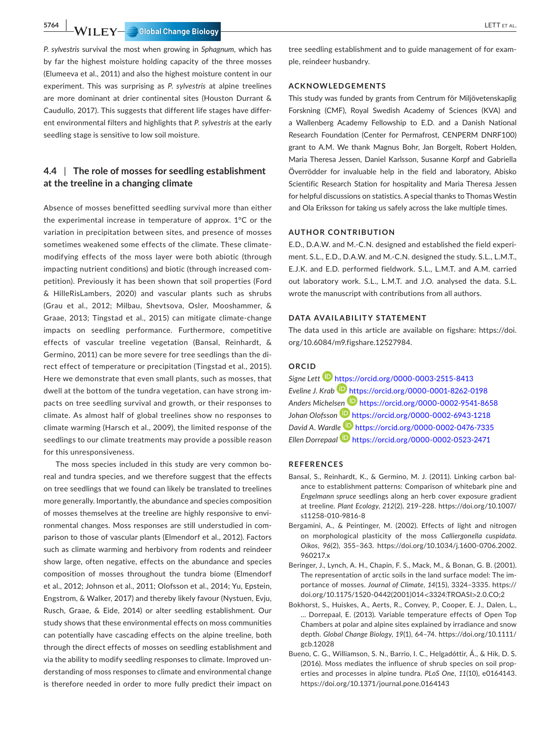*P. sylvestris* survival the most when growing in *Sphagnum*, which has by far the highest moisture holding capacity of the three mosses (Elumeeva et al., 2011) and also the highest moisture content in our experiment. This was surprising as *P. sylvestris* at alpine treelines are more dominant at drier continental sites (Houston Durrant & Caudullo, 2017). This suggests that different life stages have different environmental filters and highlights that *P. sylvestris* at the early seedling stage is sensitive to low soil moisture.

### 4.4 | The role of mosses for seedling establishment at the treeline in a changing climate

Absence of mosses benefitted seedling survival more than either the experimental increase in temperature of approx. 1°C or the variation in precipitation between sites, and presence of mosses sometimes weakened some effects of the climate. These climate-modifying effects of the moss layer were both abiotic (through impacting nutrient conditions) and biotic (through increased competition). Previously it has been shown that soil properties (Ford & HilleRisLambers, 2020) and vascular plants such as shrubs (Grau et al., 2012; Milbau, Shevtsova, Osler, Mooshammer, & Graae, 2013; Tingstad et al., 2015) can mitigate climate-change impacts on seedling performance. Furthermore, competitive effects of vascular treeline vegetation (Bansal, Reinhardt, & Germino, 2011) can be more severe for tree seedlings than the direct effect of temperature or precipitation (Tingstad et al., 2015). Here we demonstrate that even small plants, such as mosses, that dwell at the bottom of the tundra vegetation, can have strong impacts on tree seedling survival and growth, or their responses to climate. As almost half of global treelines show no responses to climate warming (Harsch et al., 2009), the limited response of the seedlings to our climate treatments may provide a possible reason for this unresponsiveness.

The moss species included in this study are very common boreal and tundra species, and we therefore suggest that the effects on tree seedlings that we found can likely be translated to treelines more generally. Importantly, the abundance and species composition of mosses themselves at the treeline are highly responsive to environmental changes. Moss responses are still understudied in comparison to those of vascular plants (Elmendorf et al., 2012). Factors such as climate warming and herbivory from rodents and reindeer show large, often negative, effects on the abundance and species composition of mosses throughout the tundra biome (Elmendorf et al., 2012; Johnson et al., 2011; Olofsson et al., 2014; Yu, Epstein, Engstrom, & Walker, 2017) and thereby likely favour (Nystuen, Evju, Rusch, Graae, & Eide, 2014) or alter seedling establishment. Our study shows that these environmental effects on moss communities can potentially have cascading effects on the alpine treeline, both through the direct effects of mosses on seedling establishment and via the ability to modify seedling responses to climate. Improved understanding of moss responses to climate and environmental change is therefore needed in order to more fully predict their impact on tree seedling establishment and to guide management of for example, reindeer husbandry.

#### ACKNOWLEDGEMENTS

This study was funded by grants from Centrum för Miljövetenskaplig Forskning (CMF), Royal Swedish Academy of Sciences (KVA) and a Wallenberg Academy Fellowship to E.D. and a Danish National Research Foundation (Center for Permafrost, CENPERM DNRF100) grant to A.M. We thank Magnus Bohr, Jan Borgelt, Robert Holden, Maria Theresa Jessen, Daniel Karlsson, Susanne Korpf and Gabriella Överrödder for invaluable help in the field and laboratory, Abisko Scientific Research Station for hospitality and Maria Theresa Jessen for helpful discussions on statistics. A special thanks to Thomas Westin and Ola Eriksson for taking us safely across the lake multiple times.

#### AUTHOR CONTRIBUTION

E.D., D.A.W. and M.-C.N. designed and established the field experiment. S.L., E.D., D.A.W. and M.-C.N. designed the study. S.L., L.M.T., E.J.K. and E.D. performed fieldwork. S.L., L.M.T. and A.M. carried out laboratory work. S.L., L.M.T. and J.O. analysed the data. S.L. wrote the manuscript with contributions from all authors.

#### DATA AVAILABILITY STATEMENT

The data used in this article are available on figshare: https://doi.org/10.6084/m9.figshare.12527984.

#### ORCID

*Signe Lett* https://orcid.org/0000-0003-2515-8413
*Eveline J. Krab* https://orcid.org/0000-0001-8262-0198
*Anders Michelsen* https://orcid.org/0000-0002-9541-8658
*Johan Olofsson* https://orcid.org/0000-0002-6943-1218
*David A. Wardle* https://orcid.org/0000-0002-0476-7335
*Ellen Dorrepaal* https://orcid.org/0000-0002-0523-2471

#### REFERENCES

Bansal, S., Reinhardt, K., & Germino, M. J. (2011). Linking carbon balance to establishment patterns: Comparison of whitebark pine and *Engelmann spruce* seedlings along an herb cover exposure gradient at treeline. *Plant Ecology*, *212*(2), 219–228. https://doi.org/10.1007/s11258-010-9816-8

Bergamini, A., & Peintinger, M. (2002). Effects of light and nitrogen on morphological plasticity of the moss *Calliergonella cuspidata*. *Oikos*, *96*(2), 355–363. https://doi.org/10.1034/j.1600-0706.2002.960217.x

Beringer, J., Lynch, A. H., Chapin, F. S., Mack, M., & Bonan, G. B. (2001). The representation of arctic soils in the land surface model: The importance of mosses. *Journal of Climate*, *14*(15), 3324–3335. https://doi.org/10.1175/1520-0442(2001)014<3324:TROASI>2.0.CO;2

Bokhorst, S., Huiskes, A., Aerts, R., Convey, P., Cooper, E. J., Dalen, L., … Dorrepaal, E. (2013). Variable temperature effects of Open Top Chambers at polar and alpine sites explained by irradiance and snow depth. *Global Change Biology*, *19*(1), 64–74. https://doi.org/10.1111/gcb.12028

Bueno, C. G., Williamson, S. N., Barrio, I. C., Helgadóttir, Á., & Hik, D. S. (2016). Moss mediates the influence of shrub species on soil properties and processes in alpine tundra. *PLoS One*, *11*(10), e0164143. https://doi.org/10.1371/journal.pone.0164143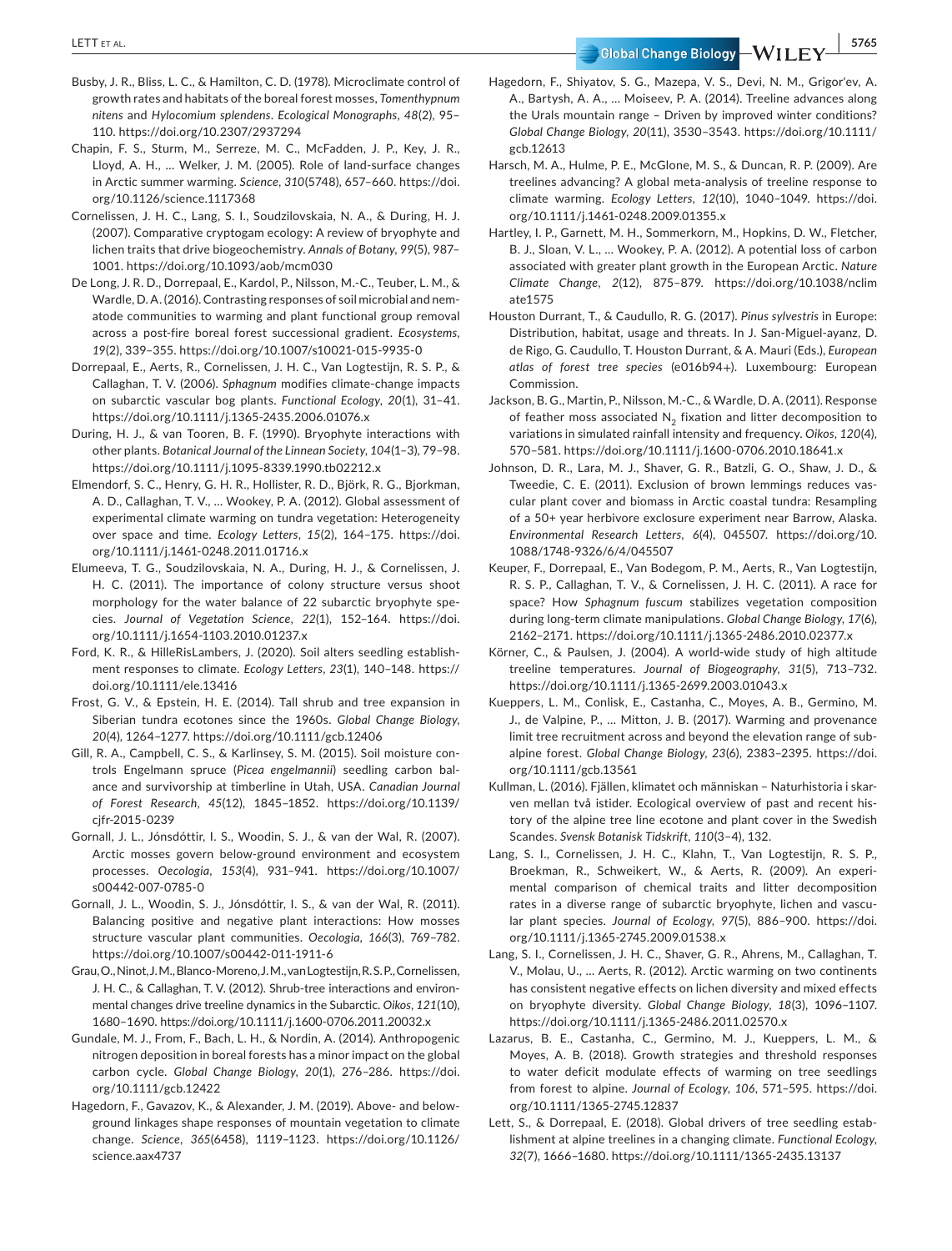Busby, J. R., Bliss, L. C., & Hamilton, C. D. (1978). Microclimate control of growth rates and habitats of the boreal forest mosses, *Tomenthypnum nitens* and *Hylocomium splendens*. *Ecological Monographs*, *48*(2), 95–110. https://doi.org/10.2307/2937294

Chapin, F. S., Sturm, M., Serreze, M. C., McFadden, J. P., Key, J. R., Lloyd, A. H., … Welker, J. M. (2005). Role of land-surface changes in Arctic summer warming. *Science*, *310*(5748), 657–660. https://doi.org/10.1126/science.1117368

Cornelissen, J. H. C., Lang, S. I., Soudzilovskaia, N. A., & During, H. J. (2007). Comparative cryptogam ecology: A review of bryophyte and lichen traits that drive biogeochemistry. *Annals of Botany*, *99*(5), 987–1001. https://doi.org/10.1093/aob/mcm030

De Long, J. R. D., Dorrepaal, E., Kardol, P., Nilsson, M.-C., Teuber, L. M., & Wardle, D. A. (2016). Contrasting responses of soil microbial and nematode communities to warming and plant functional group removal across a post-fire boreal forest successional gradient. *Ecosystems*, *19*(2), 339–355. https://doi.org/10.1007/s10021-015-9935-0

Dorrepaal, E., Aerts, R., Cornelissen, J. H. C., Van Logtestijn, R. S. P., & Callaghan, T. V. (2006). *Sphagnum* modifies climate-change impacts on subarctic vascular bog plants. *Functional Ecology*, *20*(1), 31–41. https://doi.org/10.1111/j.1365-2435.2006.01076.x

During, H. J., & van Tooren, B. F. (1990). Bryophyte interactions with other plants. *Botanical Journal of the Linnean Society*, *104*(1–3), 79–98. https://doi.org/10.1111/j.1095-8339.1990.tb02212.x

Elmendorf, S. C., Henry, G. H. R., Hollister, R. D., Björk, R. G., Bjorkman, A. D., Callaghan, T. V., … Wookey, P. A. (2012). Global assessment of experimental climate warming on tundra vegetation: Heterogeneity over space and time. *Ecology Letters*, *15*(2), 164–175. https://doi.org/10.1111/j.1461-0248.2011.01716.x

Elumeeva, T. G., Soudzilovskaia, N. A., During, H. J., & Cornelissen, J. H. C. (2011). The importance of colony structure versus shoot morphology for the water balance of 22 subarctic bryophyte species. *Journal of Vegetation Science*, *22*(1), 152–164. https://doi.org/10.1111/j.1654-1103.2010.01237.x

Ford, K. R., & HilleRisLambers, J. (2020). Soil alters seedling establishment responses to climate. *Ecology Letters*, *23*(1), 140–148. https://doi.org/10.1111/ele.13416

Frost, G. V., & Epstein, H. E. (2014). Tall shrub and tree expansion in Siberian tundra ecotones since the 1960s. *Global Change Biology*, *20*(4), 1264–1277. https://doi.org/10.1111/gcb.12406

Gill, R. A., Campbell, C. S., & Karlinsey, S. M. (2015). Soil moisture controls Engelmann spruce (*Picea engelmannii*) seedling carbon balance and survivorship at timberline in Utah, USA. *Canadian Journal of Forest Research*, *45*(12), 1845–1852. https://doi.org/10.1139/cjfr-2015-0239

Gornall, J. L., Jónsdóttir, I. S., Woodin, S. J., & van der Wal, R. (2007). Arctic mosses govern below-ground environment and ecosystem processes. *Oecologia*, *153*(4), 931–941. https://doi.org/10.1007/s00442-007-0785-0

Gornall, J. L., Woodin, S. J., Jónsdóttir, I. S., & van der Wal, R. (2011). Balancing positive and negative plant interactions: How mosses structure vascular plant communities. *Oecologia*, *166*(3), 769–782. https://doi.org/10.1007/s00442-011-1911-6

Grau, O., Ninot, J. M., Blanco-Moreno, J. M., van Logtestijn, R. S. P., Cornelissen, J. H. C., & Callaghan, T. V. (2012). Shrub-tree interactions and environmental changes drive treeline dynamics in the Subarctic. *Oikos*, *121*(10), 1680–1690. https://doi.org/10.1111/j.1600-0706.2011.20032.x

Gundale, M. J., From, F., Bach, L. H., & Nordin, A. (2014). Anthropogenic nitrogen deposition in boreal forests has a minor impact on the global carbon cycle. *Global Change Biology*, *20*(1), 276–286. https://doi.org/10.1111/gcb.12422

Hagedorn, F., Gavazov, K., & Alexander, J. M. (2019). Above- and belowground linkages shape responses of mountain vegetation to climate change. *Science*, *365*(6458), 1119–1123. https://doi.org/10.1126/science.aax4737

Hagedorn, F., Shiyatov, S. G., Mazepa, V. S., Devi, N. M., Grigor'ev, A. A., Bartysh, A. A., … Moiseev, P. A. (2014). Treeline advances along the Urals mountain range – Driven by improved winter conditions? *Global Change Biology*, *20*(11), 3530–3543. https://doi.org/10.1111/gcb.12613

Harsch, M. A., Hulme, P. E., McGlone, M. S., & Duncan, R. P. (2009). Are treelines advancing? A global meta-analysis of treeline response to climate warming. *Ecology Letters*, *12*(10), 1040–1049. https://doi.org/10.1111/j.1461-0248.2009.01355.x

Hartley, I. P., Garnett, M. H., Sommerkorn, M., Hopkins, D. W., Fletcher, B. J., Sloan, V. L., … Wookey, P. A. (2012). A potential loss of carbon associated with greater plant growth in the European Arctic. *Nature Climate Change*, *2*(12), 875–879. https://doi.org/10.1038/nclimate1575

Houston Durrant, T., & Caudullo, R. G. (2017). *Pinus sylvestris* in Europe: Distribution, habitat, usage and threats. In J. San-Miguel-ayanz, D. de Rigo, G. Caudullo, T. Houston Durrant, & A. Mauri (Eds.), *European atlas of forest tree species* (e016b94+). Luxembourg: European Commission.

Jackson, B. G., Martin, P., Nilsson, M.-C., & Wardle, D. A. (2011). Response of feather moss associated $N_2$ fixation and litter decomposition to variations in simulated rainfall intensity and frequency. *Oikos*, *120*(4), 570–581. https://doi.org/10.1111/j.1600-0706.2010.18641.x

Johnson, D. R., Lara, M. J., Shaver, G. R., Batzli, G. O., Shaw, J. D., & Tweedie, C. E. (2011). Exclusion of brown lemmings reduces vascular plant cover and biomass in Arctic coastal tundra: Resampling of a 50+ year herbivore exclosure experiment near Barrow, Alaska. *Environmental Research Letters*, *6*(4), 045507. https://doi.org/10.1088/1748-9326/6/4/045507

Keuper, F., Dorrepaal, E., Van Bodegom, P. M., Aerts, R., Van Logtestijn, R. S. P., Callaghan, T. V., & Cornelissen, J. H. C. (2011). A race for space? How *Sphagnum fuscum* stabilizes vegetation composition during long-term climate manipulations. *Global Change Biology*, *17*(6), 2162–2171. https://doi.org/10.1111/j.1365-2486.2010.02377.x

Körner, C., & Paulsen, J. (2004). A world-wide study of high altitude treeline temperatures. *Journal of Biogeography*, *31*(5), 713–732. https://doi.org/10.1111/j.1365-2699.2003.01043.x

Kueppers, L. M., Conlisk, E., Castanha, C., Moyes, A. B., Germino, M. J., de Valpine, P., … Mitton, J. B. (2017). Warming and provenance limit tree recruitment across and beyond the elevation range of subalpine forest. *Global Change Biology*, *23*(6), 2383–2395. https://doi.org/10.1111/gcb.13561

Kullman, L. (2016). Fjällen, klimatet och människan – Naturhistoria i skarven mellan två istider. Ecological overview of past and recent history of the alpine tree line ecotone and plant cover in the Swedish Scandes. *Svensk Botanisk Tidskrift*, *110*(3–4), 132.

Lang, S. I., Cornelissen, J. H. C., Klahn, T., Van Logtestijn, R. S. P., Broekman, R., Schweikert, W., & Aerts, R. (2009). An experimental comparison of chemical traits and litter decomposition rates in a diverse range of subarctic bryophyte, lichen and vascular plant species. *Journal of Ecology*, *97*(5), 886–900. https://doi.org/10.1111/j.1365-2745.2009.01538.x

Lang, S. I., Cornelissen, J. H. C., Shaver, G. R., Ahrens, M., Callaghan, T. V., Molau, U., … Aerts, R. (2012). Arctic warming on two continents has consistent negative effects on lichen diversity and mixed effects on bryophyte diversity. *Global Change Biology*, *18*(3), 1096–1107. https://doi.org/10.1111/j.1365-2486.2011.02570.x

Lazarus, B. E., Castanha, C., Germino, M. J., Kueppers, L. M., & Moyes, A. B. (2018). Growth strategies and threshold responses to water deficit modulate effects of warming on tree seedlings from forest to alpine. *Journal of Ecology*, *106*, 571–595. https://doi.org/10.1111/1365-2745.12837

Lett, S., & Dorrepaal, E. (2018). Global drivers of tree seedling establishment at alpine treelines in a changing climate. *Functional Ecology*, *32*(7), 1666–1680. https://doi.org/10.1111/1365-2435.13137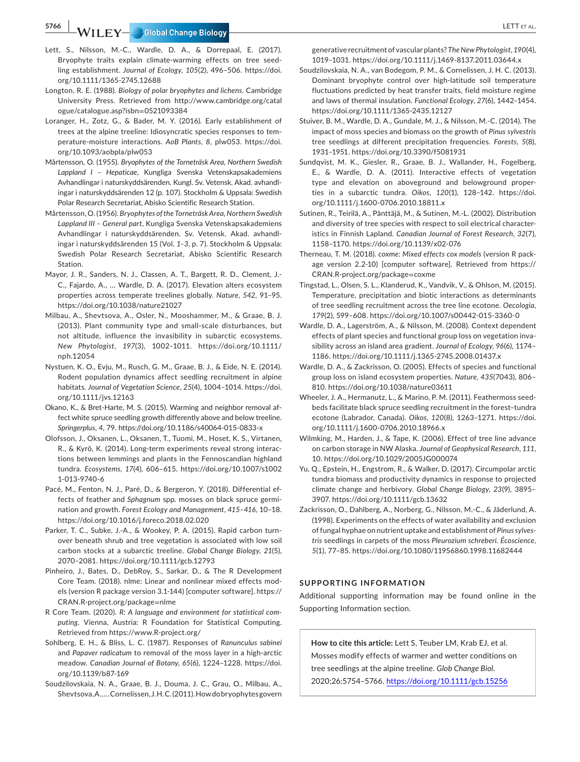Lett, S., Nilsson, M.-C., Wardle, D. A., & Dorrepaal, E. (2017). Bryophyte traits explain climate-warming effects on tree seedling establishment. *Journal of Ecology*, *105*(2), 496–506. https://doi.org/10.1111/1365-2745.12688

Longton, R. E. (1988). *Biology of polar bryophytes and lichens*. Cambridge University Press. Retrieved from http://www.cambridge.org/catalogue/catalogue.asp?isbn=0521093384

Loranger, H., Zotz, G., & Bader, M. Y. (2016). Early establishment of trees at the alpine treeline: Idiosyncratic species responses to temperature-moisture interactions. *AoB Plants*, *8*, plw053. https://doi.org/10.1093/aobpla/plw053

Mårtensson, O. (1955). *Bryophytes of the Torneträsk Area, Northern Swedish Lappland I – Hepaticae*, Kungliga Svenska Vetenskapsakademiens Avhandlingar i naturskyddsärenden. Kungl. Sv. Vetensk. Akad. avhandlingar i naturskyddsärenden 12 (p. 107). Stockholm & Uppsala: Swedish Polar Research Secretariat, Abisko Scientific Research Station.

Mårtensson, O. (1956). *Bryophytes of the Torneträsk Area, Northern Swedish Lappland III – General part*, Kungliga Svenska Vetenskapsakademiens Avhandlingar i naturskyddsärenden. Sv. Vetensk. Akad. avhandlingar i naturskyddsärenden 15 (Vol. *1–3*, p. 7). Stockholm & Uppsala: Swedish Polar Research Secretariat, Abisko Scientific Research Station.

Mayor, J. R., Sanders, N. J., Classen, A. T., Bargett, R. D., Clement, J.-C., Fajardo, A., … Wardle, D. A. (2017). Elevation alters ecosystem properties across temperate treelines globally. *Nature*, *542*, 91–95. https://doi.org/10.1038/nature21027

Milbau, A., Shevtsova, A., Osler, N., Mooshammer, M., & Graae, B. J. (2013). Plant community type and small-scale disturbances, but not altitude, influence the invasibility in subarctic ecosystems. *New Phytologist*, *197*(3), 1002–1011. https://doi.org/10.1111/nph.12054

Nystuen, K. O., Evju, M., Rusch, G. M., Graae, B. J., & Eide, N. E. (2014). Rodent population dynamics affect seedling recruitment in alpine habitats. *Journal of Vegetation Science*, *25*(4), 1004–1014. https://doi.org/10.1111/jvs.12163

Okano, K., & Bret-Harte, M. S. (2015). Warming and neighbor removal affect white spruce seedling growth differently above and below treeline. *Springerplus*, *4*, 79. https://doi.org/10.1186/s40064-015-0833-x

Olofsson, J., Oksanen, L., Oksanen, T., Tuomi, M., Hoset, K. S., Virtanen, R., & Kyrö, K. (2014). Long-term experiments reveal strong interactions between lemmings and plants in the Fennoscandian highland tundra. *Ecosystems*, *17*(4), 606–615. https://doi.org/10.1007/s10021-013-9740-6

Pacé, M., Fenton, N. J., Paré, D., & Bergeron, Y. (2018). Differential effects of feather and *Sphagnum* spp. mosses on black spruce germination and growth. *Forest Ecology and Management*, *415–416*, 10–18. https://doi.org/10.1016/j.foreco.2018.02.020

Parker, T. C., Subke, J.-A., & Wookey, P. A. (2015). Rapid carbon turnover beneath shrub and tree vegetation is associated with low soil carbon stocks at a subarctic treeline. *Global Change Biology*, *21*(5), 2070–2081. https://doi.org/10.1111/gcb.12793

Pinheiro, J., Bates, D., DebRoy, S., Sarkar, D., & The R Development Core Team. (2018). nlme: Linear and nonlinear mixed effects models (version R package version 3.1-144) [computer software]. https://CRAN.R-project.org/package=nlme

R Core Team. (2020). *R: A language and environment for statistical computing*. Vienna, Austria: R Foundation for Statistical Computing. Retrieved from https://www.R-project.org/

Sohlberg, E. H., & Bliss, L. C. (1987). Responses of *Ranunculus sabinei* and *Papaver radicatum* to removal of the moss layer in a high-arctic meadow. *Canadian Journal of Botany*, *65*(6), 1224–1228. https://doi.org/10.1139/b87-169

Soudzilovskaia, N. A., Graae, B. J., Douma, J. C., Grau, O., Milbau, A., Shevtsova, A., … Cornelissen, J. H. C. (2011). How do bryophytes govern generative recruitment of vascular plants? *The New Phytologist*, *190*(4), 1019–1031. https://doi.org/10.1111/j.1469-8137.2011.03644.x

Soudzilovskaia, N. A., van Bodegom, P. M., & Cornelissen, J. H. C. (2013). Dominant bryophyte control over high-latitude soil temperature fluctuations predicted by heat transfer traits, field moisture regime and laws of thermal insulation. *Functional Ecology*, *27*(6), 1442–1454. https://doi.org/10.1111/1365-2435.12127

Stuiver, B. M., Wardle, D. A., Gundale, M. J., & Nilsson, M.-C. (2014). The impact of moss species and biomass on the growth of *Pinus sylvestris* tree seedlings at different precipitation frequencies. *Forests*, *5*(8), 1931–1951. https://doi.org/10.3390/f5081931

Sundqvist, M. K., Giesler, R., Graae, B. J., Wallander, H., Fogelberg, E., & Wardle, D. A. (2011). Interactive effects of vegetation type and elevation on aboveground and belowground properties in a subarctic tundra. *Oikos*, *120*(1), 128–142. https://doi.org/10.1111/j.1600-0706.2010.18811.x

Sutinen, R., Teirilä, A., Pänttäjä, M., & Sutinen, M.-L. (2002). Distribution and diversity of tree species with respect to soil electrical characteristics in Finnish Lapland. *Canadian Journal of Forest Research*, *32*(7), 1158–1170. https://doi.org/10.1139/x02-076

Therneau, T. M. (2018). *coxme: Mixed effects cox models* (version R package version 2.2-10) [computer software]. Retrieved from https://CRAN.R-project.org/package=coxme

Tingstad, L., Olsen, S. L., Klanderud, K., Vandvik, V., & Ohlson, M. (2015). Temperature, precipitation and biotic interactions as determinants of tree seedling recruitment across the tree line ecotone. *Oecologia*, *179*(2), 599–608. https://doi.org/10.1007/s00442-015-3360-0

Wardle, D. A., Lagerström, A., & Nilsson, M. (2008). Context dependent effects of plant species and functional group loss on vegetation invasibility across an island area gradient. *Journal of Ecology*, *96*(6), 1174–1186. https://doi.org/10.1111/j.1365-2745.2008.01437.x

Wardle, D. A., & Zackrisson, O. (2005). Effects of species and functional group loss on island ecosystem properties. *Nature*, *435*(7043), 806–810. https://doi.org/10.1038/nature03611

Wheeler, J. A., Hermanutz, L., & Marino, P. M. (2011). Feathermoss seedbeds facilitate black spruce seedling recruitment in the forest–tundra ecotone (Labrador, Canada). *Oikos*, *120*(8), 1263–1271. https://doi.org/10.1111/j.1600-0706.2010.18966.x

Wilmking, M., Harden, J., & Tape, K. (2006). Effect of tree line advance on carbon storage in NW Alaska. *Journal of Geophysical Research*, *111*, 10. https://doi.org/10.1029/2005JG000074

Yu, Q., Epstein, H., Engstrom, R., & Walker, D. (2017). Circumpolar arctic tundra biomass and productivity dynamics in response to projected climate change and herbivory. *Global Change Biology*, *23*(9), 3895–3907. https://doi.org/10.1111/gcb.13632

Zackrisson, O., Dahlberg, A., Norberg, G., Nilsson, M.-C., & Jäderlund, A. (1998). Experiments on the effects of water availability and exclusion of fungal hyphae on nutrient uptake and establishment of *Pinus sylvestris* seedlings in carpets of the moss *Pleurozium schreberi*. *Écoscience*, *5*(1), 77–85. https://doi.org/10.1080/11956860.1998.11682444

## SUPPORTING INFORMATION

Additional supporting information may be found online in the Supporting Information section.

**How to cite this article:** Lett S, Teuber LM, Krab EJ, et al. Mosses modify effects of warmer and wetter conditions on tree seedlings at the alpine treeline. *Glob Change Biol*. 2020;26:5754–5766. https://doi.org/10.1111/gcb.15256